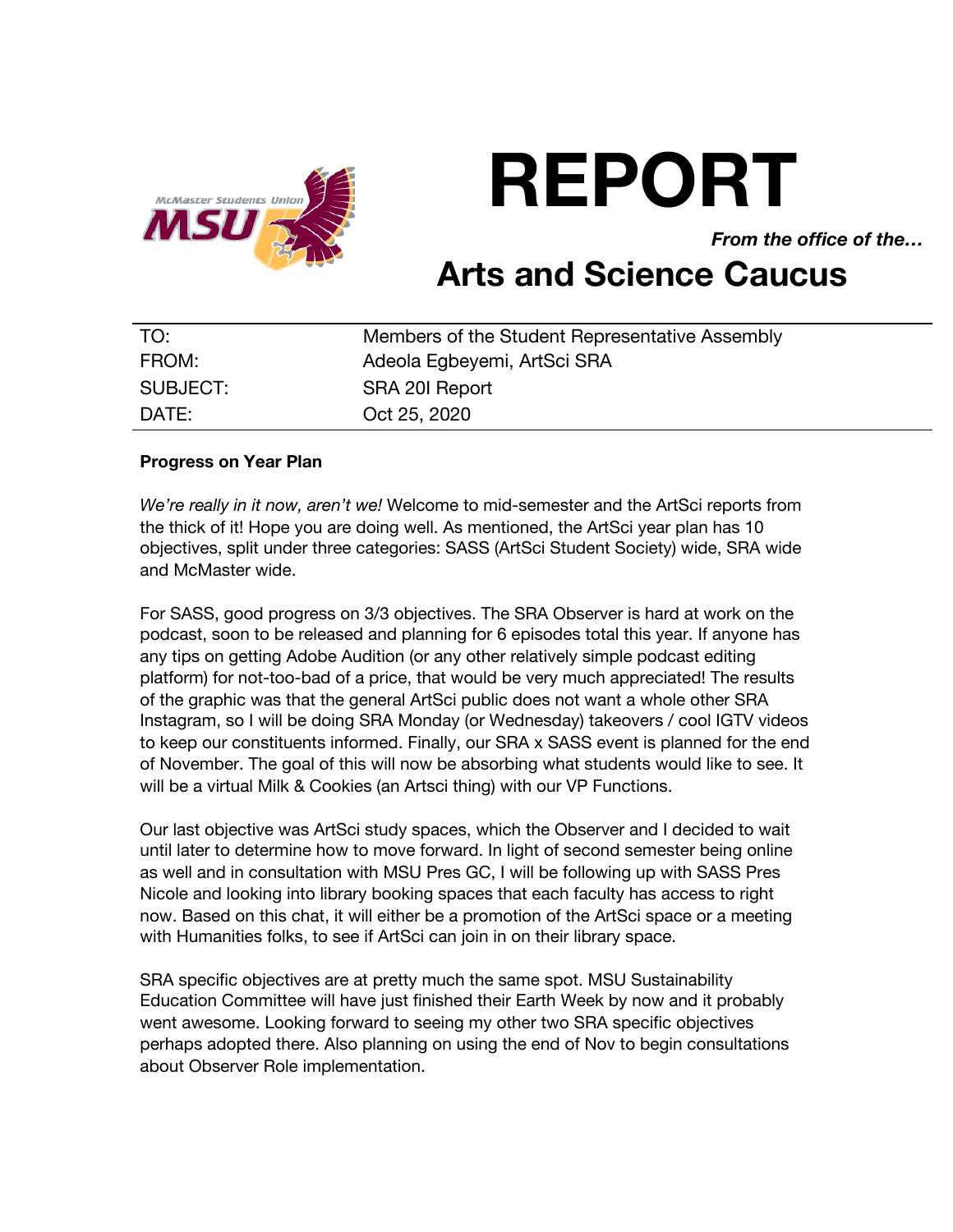# REPORT

***From the office of the…***

## Arts and Science Caucus

| | |
|---|---|
| TO: | Members of the Student Representative Assembly |
| FROM: | Adeola Egbeyemi, ArtSci SRA |
| SUBJECT: | SRA 20I Report |
| DATE: | Oct 25, 2020 |

**Progress on Year Plan**

*We're really in it now, aren't we!* Welcome to mid-semester and the ArtSci reports from the thick of it! Hope you are doing well. As mentioned, the ArtSci year plan has 10 objectives, split under three categories: SASS (ArtSci Student Society) wide, SRA wide and McMaster wide.

For SASS, good progress on 3/3 objectives. The SRA Observer is hard at work on the podcast, soon to be released and planning for 6 episodes total this year. If anyone has any tips on getting Adobe Audition (or any other relatively simple podcast editing platform) for not-too-bad of a price, that would be very much appreciated! The results of the graphic was that the general ArtSci public does not want a whole other SRA Instagram, so I will be doing SRA Monday (or Wednesday) takeovers / cool IGTV videos to keep our constituents informed. Finally, our SRA x SASS event is planned for the end of November. The goal of this will now be absorbing what students would like to see. It will be a virtual Milk & Cookies (an Artsci thing) with our VP Functions.

Our last objective was ArtSci study spaces, which the Observer and I decided to wait until later to determine how to move forward. In light of second semester being online as well and in consultation with MSU Pres GC, I will be following up with SASS Pres Nicole and looking into library booking spaces that each faculty has access to right now. Based on this chat, it will either be a promotion of the ArtSci space or a meeting with Humanities folks, to see if ArtSci can join in on their library space.

SRA specific objectives are at pretty much the same spot. MSU Sustainability Education Committee will have just finished their Earth Week by now and it probably went awesome. Looking forward to seeing my other two SRA specific objectives perhaps adopted there. Also planning on using the end of Nov to begin consultations about Observer Role implementation.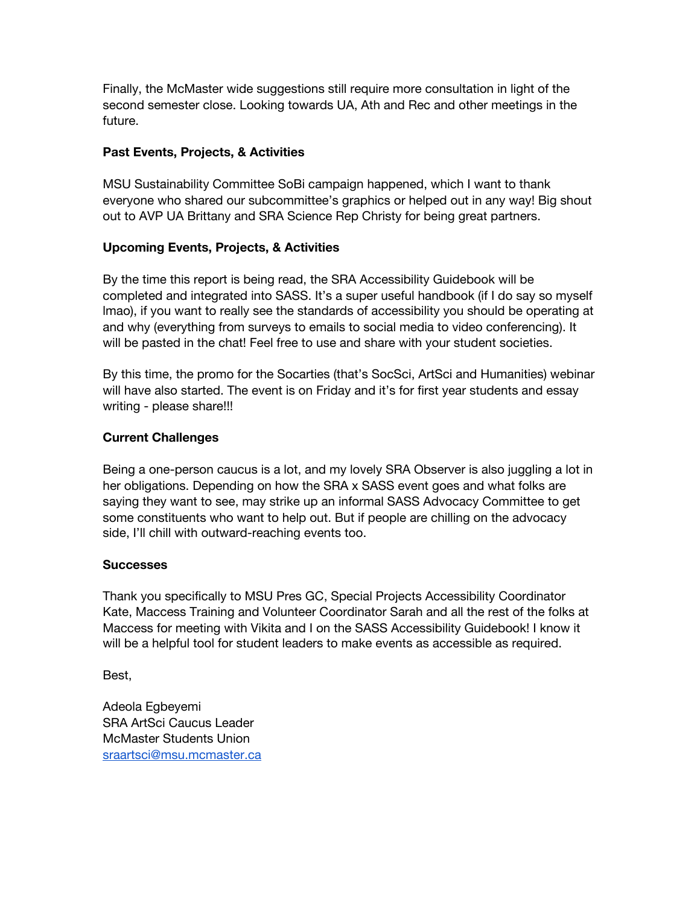Finally, the McMaster wide suggestions still require more consultation in light of the second semester close. Looking towards UA, Ath and Rec and other meetings in the future.

**Past Events, Projects, & Activities**

MSU Sustainability Committee SoBi campaign happened, which I want to thank everyone who shared our subcommittee's graphics or helped out in any way! Big shout out to AVP UA Brittany and SRA Science Rep Christy for being great partners.

**Upcoming Events, Projects, & Activities**

By the time this report is being read, the SRA Accessibility Guidebook will be completed and integrated into SASS. It's a super useful handbook (if I do say so myself lmao), if you want to really see the standards of accessibility you should be operating at and why (everything from surveys to emails to social media to video conferencing). It will be pasted in the chat! Feel free to use and share with your student societies.

By this time, the promo for the Socarties (that's SocSci, ArtSci and Humanities) webinar will have also started. The event is on Friday and it's for first year students and essay writing - please share!!!

**Current Challenges**

Being a one-person caucus is a lot, and my lovely SRA Observer is also juggling a lot in her obligations. Depending on how the SRA x SASS event goes and what folks are saying they want to see, may strike up an informal SASS Advocacy Committee to get some constituents who want to help out. But if people are chilling on the advocacy side, I'll chill with outward-reaching events too.

**Successes**

Thank you specifically to MSU Pres GC, Special Projects Accessibility Coordinator Kate, Maccess Training and Volunteer Coordinator Sarah and all the rest of the folks at Maccess for meeting with Vikita and I on the SASS Accessibility Guidebook! I know it will be a helpful tool for student leaders to make events as accessible as required.

Best,

Adeola Egbeyemi
SRA ArtSci Caucus Leader
McMaster Students Union
sraartsci@msu.mcmaster.ca